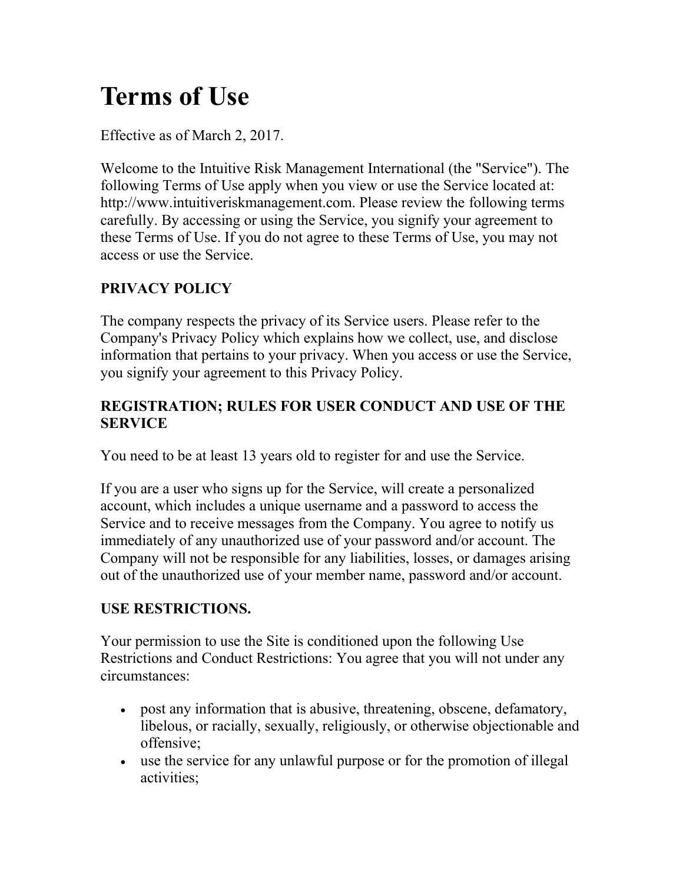# Terms of Use

Effective as of March 2, 2017.

Welcome to the Intuitive Risk Management International (the "Service"). The following Terms of Use apply when you view or use the Service located at: http://www.intuitiveriskmanagement.com. Please review the following terms carefully. By accessing or using the Service, you signify your agreement to these Terms of Use. If you do not agree to these Terms of Use, you may not access or use the Service.

### PRIVACY POLICY

The company respects the privacy of its Service users. Please refer to the Company's Privacy Policy which explains how we collect, use, and disclose information that pertains to your privacy. When you access or use the Service, you signify your agreement to this Privacy Policy.

### REGISTRATION; RULES FOR USER CONDUCT AND USE OF THE SERVICE

You need to be at least 13 years old to register for and use the Service.

If you are a user who signs up for the Service, will create a personalized account, which includes a unique username and a password to access the Service and to receive messages from the Company. You agree to notify us immediately of any unauthorized use of your password and/or account. The Company will not be responsible for any liabilities, losses, or damages arising out of the unauthorized use of your member name, password and/or account.

### USE RESTRICTIONS.

Your permission to use the Site is conditioned upon the following Use Restrictions and Conduct Restrictions: You agree that you will not under any circumstances:

- post any information that is abusive, threatening, obscene, defamatory, libelous, or racially, sexually, religiously, or otherwise objectionable and offensive;
- use the service for any unlawful purpose or for the promotion of illegal activities;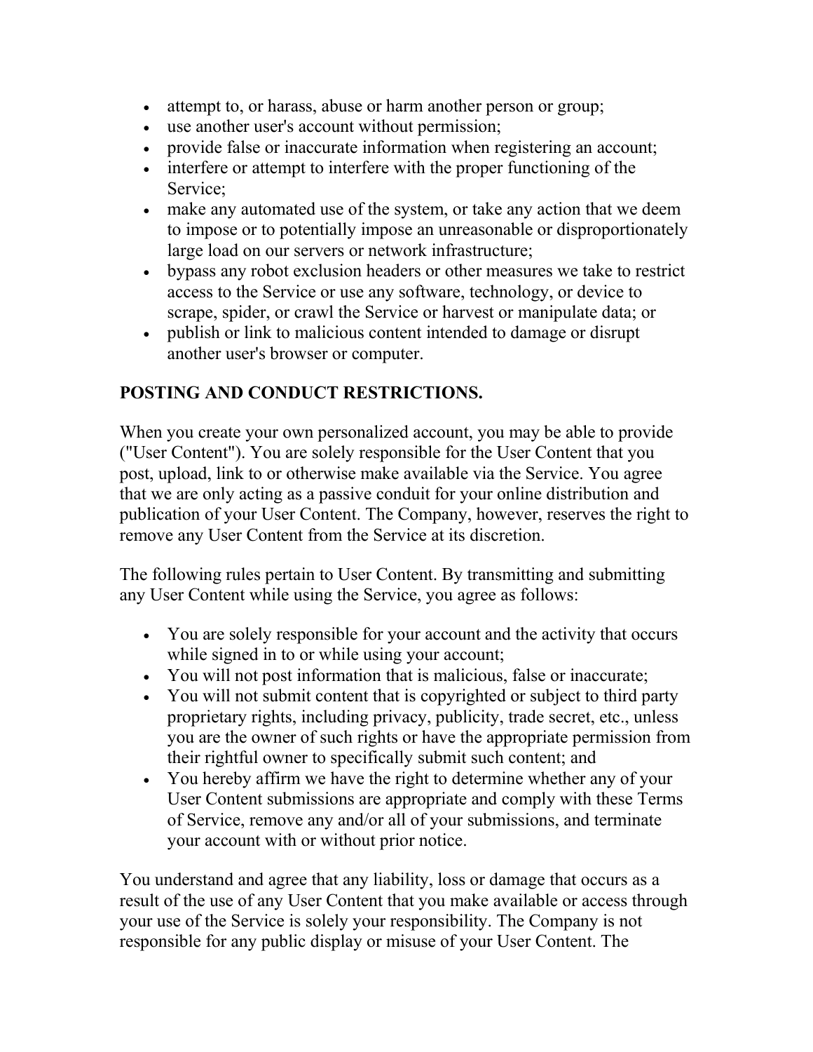- attempt to, or harass, abuse or harm another person or group;
- use another user's account without permission;
- provide false or inaccurate information when registering an account;
- interfere or attempt to interfere with the proper functioning of the Service;
- make any automated use of the system, or take any action that we deem to impose or to potentially impose an unreasonable or disproportionately large load on our servers or network infrastructure;
- bypass any robot exclusion headers or other measures we take to restrict access to the Service or use any software, technology, or device to scrape, spider, or crawl the Service or harvest or manipulate data; or
- publish or link to malicious content intended to damage or disrupt another user's browser or computer.

**POSTING AND CONDUCT RESTRICTIONS.**

When you create your own personalized account, you may be able to provide ("User Content"). You are solely responsible for the User Content that you post, upload, link to or otherwise make available via the Service. You agree that we are only acting as a passive conduit for your online distribution and publication of your User Content. The Company, however, reserves the right to remove any User Content from the Service at its discretion.

The following rules pertain to User Content. By transmitting and submitting any User Content while using the Service, you agree as follows:

- You are solely responsible for your account and the activity that occurs while signed in to or while using your account;
- You will not post information that is malicious, false or inaccurate;
- You will not submit content that is copyrighted or subject to third party proprietary rights, including privacy, publicity, trade secret, etc., unless you are the owner of such rights or have the appropriate permission from their rightful owner to specifically submit such content; and
- You hereby affirm we have the right to determine whether any of your User Content submissions are appropriate and comply with these Terms of Service, remove any and/or all of your submissions, and terminate your account with or without prior notice.

You understand and agree that any liability, loss or damage that occurs as a result of the use of any User Content that you make available or access through your use of the Service is solely your responsibility. The Company is not responsible for any public display or misuse of your User Content. The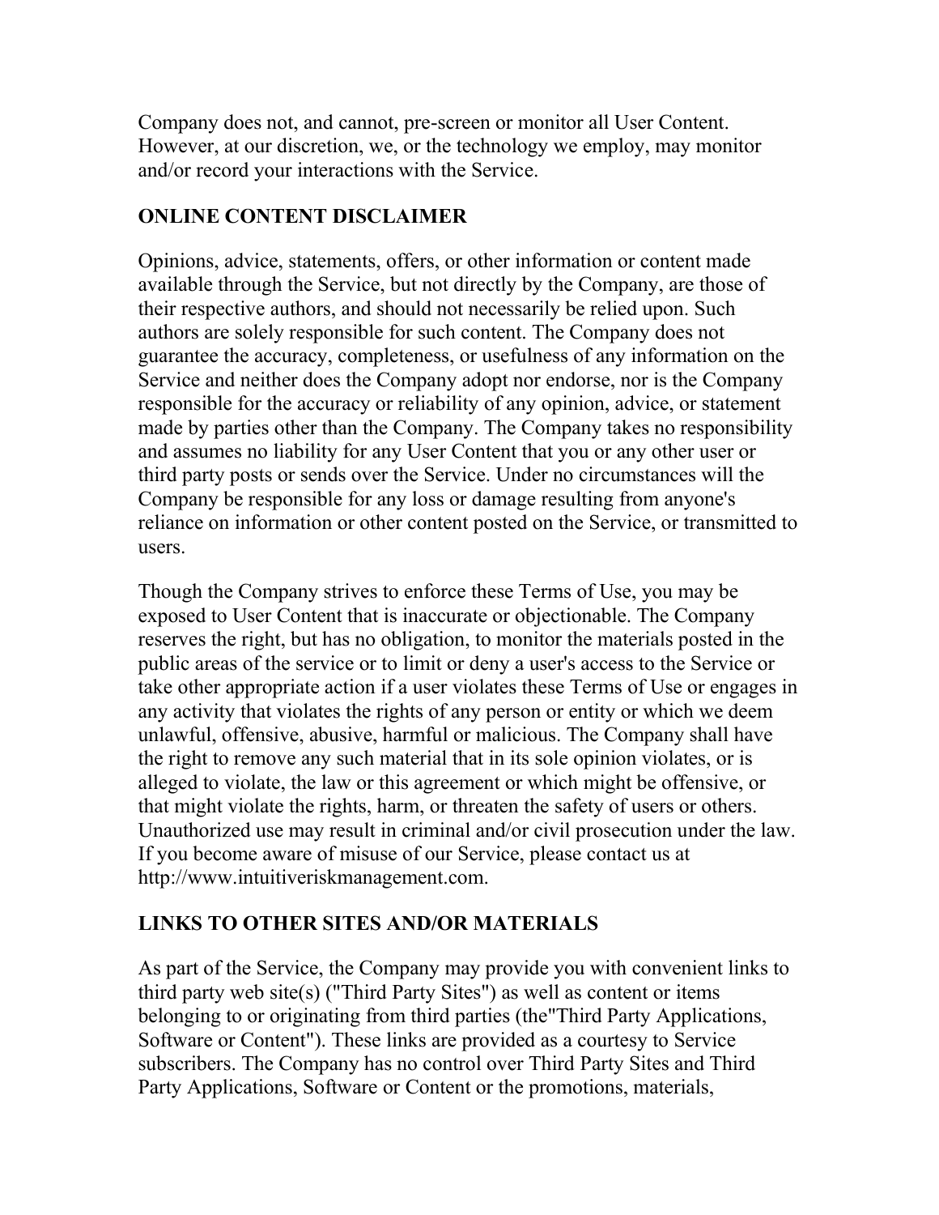Company does not, and cannot, pre-screen or monitor all User Content. However, at our discretion, we, or the technology we employ, may monitor and/or record your interactions with the Service.

## ONLINE CONTENT DISCLAIMER

Opinions, advice, statements, offers, or other information or content made available through the Service, but not directly by the Company, are those of their respective authors, and should not necessarily be relied upon. Such authors are solely responsible for such content. The Company does not guarantee the accuracy, completeness, or usefulness of any information on the Service and neither does the Company adopt nor endorse, nor is the Company responsible for the accuracy or reliability of any opinion, advice, or statement made by parties other than the Company. The Company takes no responsibility and assumes no liability for any User Content that you or any other user or third party posts or sends over the Service. Under no circumstances will the Company be responsible for any loss or damage resulting from anyone's reliance on information or other content posted on the Service, or transmitted to users.

Though the Company strives to enforce these Terms of Use, you may be exposed to User Content that is inaccurate or objectionable. The Company reserves the right, but has no obligation, to monitor the materials posted in the public areas of the service or to limit or deny a user's access to the Service or take other appropriate action if a user violates these Terms of Use or engages in any activity that violates the rights of any person or entity or which we deem unlawful, offensive, abusive, harmful or malicious. The Company shall have the right to remove any such material that in its sole opinion violates, or is alleged to violate, the law or this agreement or which might be offensive, or that might violate the rights, harm, or threaten the safety of users or others. Unauthorized use may result in criminal and/or civil prosecution under the law. If you become aware of misuse of our Service, please contact us at http://www.intuitiveriskmanagement.com.

## LINKS TO OTHER SITES AND/OR MATERIALS

As part of the Service, the Company may provide you with convenient links to third party web site(s) ("Third Party Sites") as well as content or items belonging to or originating from third parties (the"Third Party Applications, Software or Content"). These links are provided as a courtesy to Service subscribers. The Company has no control over Third Party Sites and Third Party Applications, Software or Content or the promotions, materials,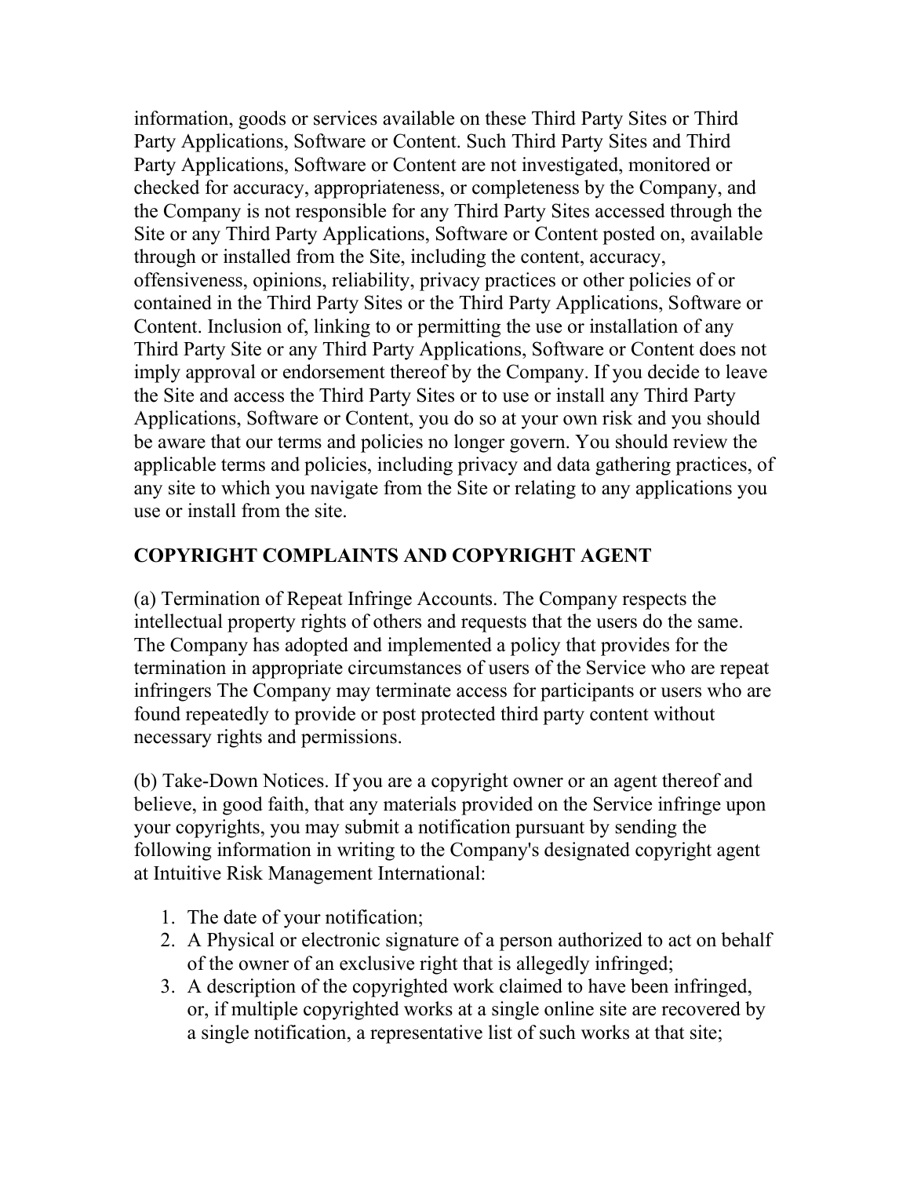information, goods or services available on these Third Party Sites or Third Party Applications, Software or Content. Such Third Party Sites and Third Party Applications, Software or Content are not investigated, monitored or checked for accuracy, appropriateness, or completeness by the Company, and the Company is not responsible for any Third Party Sites accessed through the Site or any Third Party Applications, Software or Content posted on, available through or installed from the Site, including the content, accuracy, offensiveness, opinions, reliability, privacy practices or other policies of or contained in the Third Party Sites or the Third Party Applications, Software or Content. Inclusion of, linking to or permitting the use or installation of any Third Party Site or any Third Party Applications, Software or Content does not imply approval or endorsement thereof by the Company. If you decide to leave the Site and access the Third Party Sites or to use or install any Third Party Applications, Software or Content, you do so at your own risk and you should be aware that our terms and policies no longer govern. You should review the applicable terms and policies, including privacy and data gathering practices, of any site to which you navigate from the Site or relating to any applications you use or install from the site.

**COPYRIGHT COMPLAINTS AND COPYRIGHT AGENT**

(a) Termination of Repeat Infringe Accounts. The Company respects the intellectual property rights of others and requests that the users do the same. The Company has adopted and implemented a policy that provides for the termination in appropriate circumstances of users of the Service who are repeat infringers The Company may terminate access for participants or users who are found repeatedly to provide or post protected third party content without necessary rights and permissions.

(b) Take-Down Notices. If you are a copyright owner or an agent thereof and believe, in good faith, that any materials provided on the Service infringe upon your copyrights, you may submit a notification pursuant by sending the following information in writing to the Company's designated copyright agent at Intuitive Risk Management International:

1. The date of your notification;
2. A Physical or electronic signature of a person authorized to act on behalf of the owner of an exclusive right that is allegedly infringed;
3. A description of the copyrighted work claimed to have been infringed, or, if multiple copyrighted works at a single online site are recovered by a single notification, a representative list of such works at that site;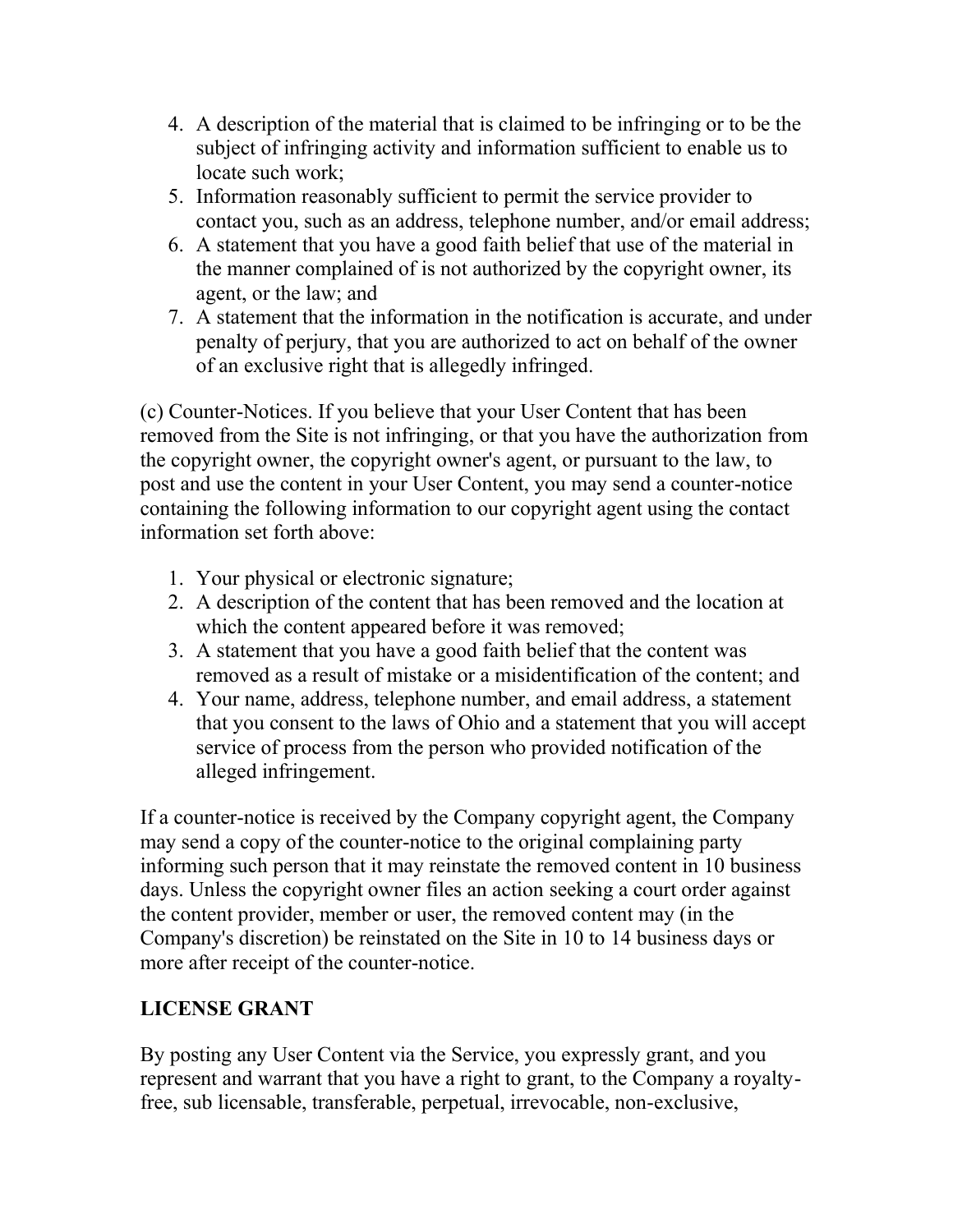4. A description of the material that is claimed to be infringing or to be the subject of infringing activity and information sufficient to enable us to locate such work;
5. Information reasonably sufficient to permit the service provider to contact you, such as an address, telephone number, and/or email address;
6. A statement that you have a good faith belief that use of the material in the manner complained of is not authorized by the copyright owner, its agent, or the law; and
7. A statement that the information in the notification is accurate, and under penalty of perjury, that you are authorized to act on behalf of the owner of an exclusive right that is allegedly infringed.

(c) Counter-Notices. If you believe that your User Content that has been removed from the Site is not infringing, or that you have the authorization from the copyright owner, the copyright owner's agent, or pursuant to the law, to post and use the content in your User Content, you may send a counter-notice containing the following information to our copyright agent using the contact information set forth above:

1. Your physical or electronic signature;
2. A description of the content that has been removed and the location at which the content appeared before it was removed;
3. A statement that you have a good faith belief that the content was removed as a result of mistake or a misidentification of the content; and
4. Your name, address, telephone number, and email address, a statement that you consent to the laws of Ohio and a statement that you will accept service of process from the person who provided notification of the alleged infringement.

If a counter-notice is received by the Company copyright agent, the Company may send a copy of the counter-notice to the original complaining party informing such person that it may reinstate the removed content in 10 business days. Unless the copyright owner files an action seeking a court order against the content provider, member or user, the removed content may (in the Company's discretion) be reinstated on the Site in 10 to 14 business days or more after receipt of the counter-notice.

**LICENSE GRANT**

By posting any User Content via the Service, you expressly grant, and you represent and warrant that you have a right to grant, to the Company a royalty-free, sub licensable, transferable, perpetual, irrevocable, non-exclusive,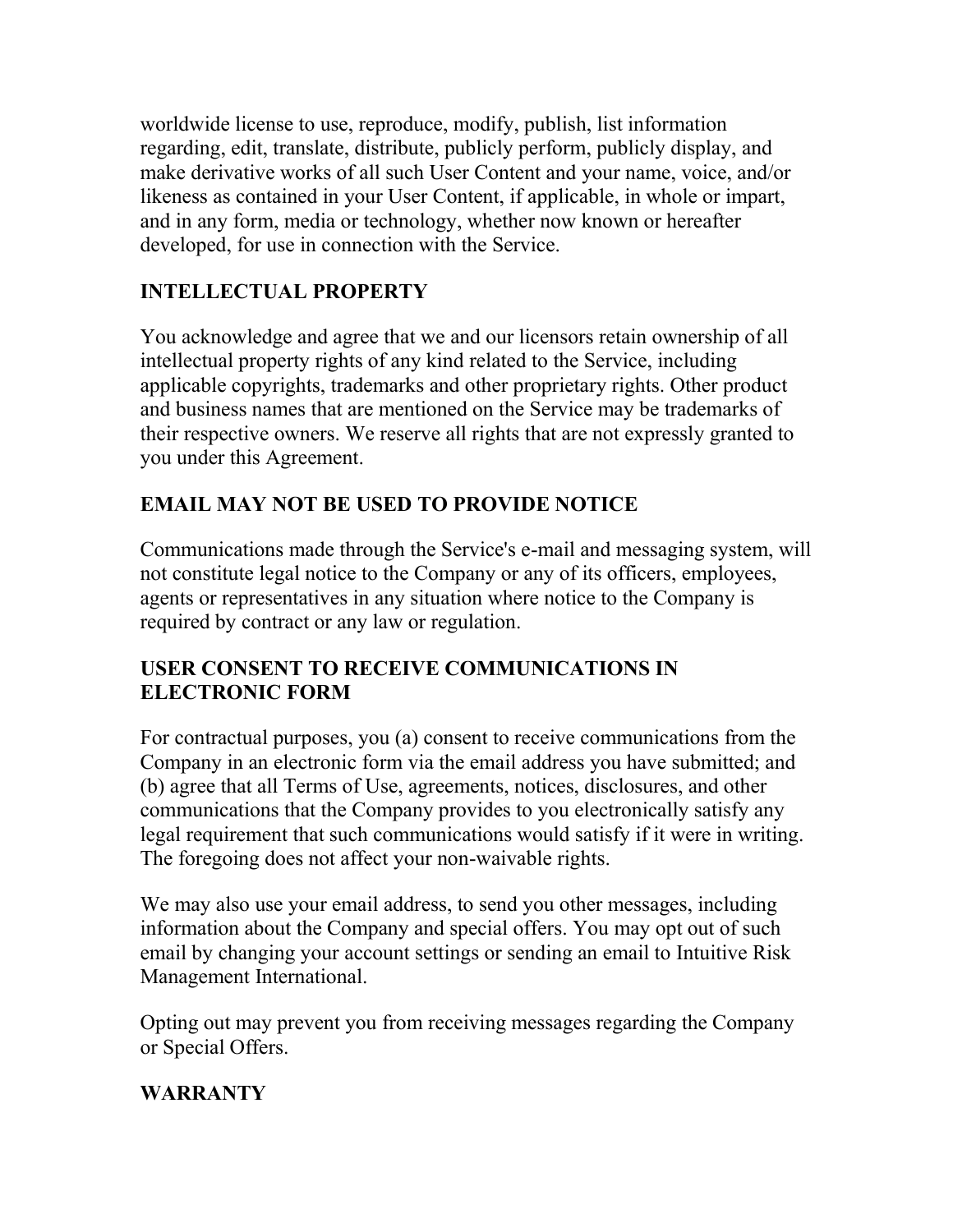worldwide license to use, reproduce, modify, publish, list information regarding, edit, translate, distribute, publicly perform, publicly display, and make derivative works of all such User Content and your name, voice, and/or likeness as contained in your User Content, if applicable, in whole or impart, and in any form, media or technology, whether now known or hereafter developed, for use in connection with the Service.

## INTELLECTUAL PROPERTY

You acknowledge and agree that we and our licensors retain ownership of all intellectual property rights of any kind related to the Service, including applicable copyrights, trademarks and other proprietary rights. Other product and business names that are mentioned on the Service may be trademarks of their respective owners. We reserve all rights that are not expressly granted to you under this Agreement.

## EMAIL MAY NOT BE USED TO PROVIDE NOTICE

Communications made through the Service's e-mail and messaging system, will not constitute legal notice to the Company or any of its officers, employees, agents or representatives in any situation where notice to the Company is required by contract or any law or regulation.

## USER CONSENT TO RECEIVE COMMUNICATIONS IN ELECTRONIC FORM

For contractual purposes, you (a) consent to receive communications from the Company in an electronic form via the email address you have submitted; and (b) agree that all Terms of Use, agreements, notices, disclosures, and other communications that the Company provides to you electronically satisfy any legal requirement that such communications would satisfy if it were in writing. The foregoing does not affect your non-waivable rights.

We may also use your email address, to send you other messages, including information about the Company and special offers. You may opt out of such email by changing your account settings or sending an email to Intuitive Risk Management International.

Opting out may prevent you from receiving messages regarding the Company or Special Offers.

## WARRANTY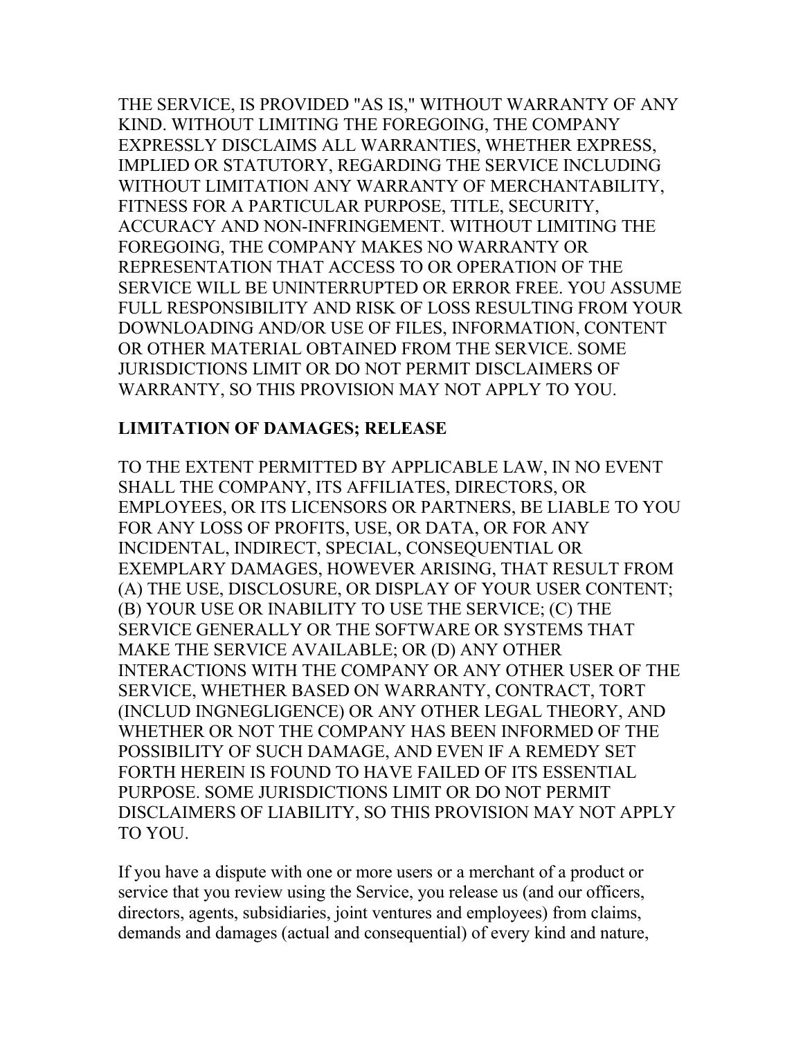THE SERVICE, IS PROVIDED "AS IS," WITHOUT WARRANTY OF ANY KIND. WITHOUT LIMITING THE FOREGOING, THE COMPANY EXPRESSLY DISCLAIMS ALL WARRANTIES, WHETHER EXPRESS, IMPLIED OR STATUTORY, REGARDING THE SERVICE INCLUDING WITHOUT LIMITATION ANY WARRANTY OF MERCHANTABILITY, FITNESS FOR A PARTICULAR PURPOSE, TITLE, SECURITY, ACCURACY AND NON-INFRINGEMENT. WITHOUT LIMITING THE FOREGOING, THE COMPANY MAKES NO WARRANTY OR REPRESENTATION THAT ACCESS TO OR OPERATION OF THE SERVICE WILL BE UNINTERRUPTED OR ERROR FREE. YOU ASSUME FULL RESPONSIBILITY AND RISK OF LOSS RESULTING FROM YOUR DOWNLOADING AND/OR USE OF FILES, INFORMATION, CONTENT OR OTHER MATERIAL OBTAINED FROM THE SERVICE. SOME JURISDICTIONS LIMIT OR DO NOT PERMIT DISCLAIMERS OF WARRANTY, SO THIS PROVISION MAY NOT APPLY TO YOU.

**LIMITATION OF DAMAGES; RELEASE**

TO THE EXTENT PERMITTED BY APPLICABLE LAW, IN NO EVENT SHALL THE COMPANY, ITS AFFILIATES, DIRECTORS, OR EMPLOYEES, OR ITS LICENSORS OR PARTNERS, BE LIABLE TO YOU FOR ANY LOSS OF PROFITS, USE, OR DATA, OR FOR ANY INCIDENTAL, INDIRECT, SPECIAL, CONSEQUENTIAL OR EXEMPLARY DAMAGES, HOWEVER ARISING, THAT RESULT FROM (A) THE USE, DISCLOSURE, OR DISPLAY OF YOUR USER CONTENT; (B) YOUR USE OR INABILITY TO USE THE SERVICE; (C) THE SERVICE GENERALLY OR THE SOFTWARE OR SYSTEMS THAT MAKE THE SERVICE AVAILABLE; OR (D) ANY OTHER INTERACTIONS WITH THE COMPANY OR ANY OTHER USER OF THE SERVICE, WHETHER BASED ON WARRANTY, CONTRACT, TORT (INCLUD INGNEGLIGENCE) OR ANY OTHER LEGAL THEORY, AND WHETHER OR NOT THE COMPANY HAS BEEN INFORMED OF THE POSSIBILITY OF SUCH DAMAGE, AND EVEN IF A REMEDY SET FORTH HEREIN IS FOUND TO HAVE FAILED OF ITS ESSENTIAL PURPOSE. SOME JURISDICTIONS LIMIT OR DO NOT PERMIT DISCLAIMERS OF LIABILITY, SO THIS PROVISION MAY NOT APPLY TO YOU.

If you have a dispute with one or more users or a merchant of a product or service that you review using the Service, you release us (and our officers, directors, agents, subsidiaries, joint ventures and employees) from claims, demands and damages (actual and consequential) of every kind and nature,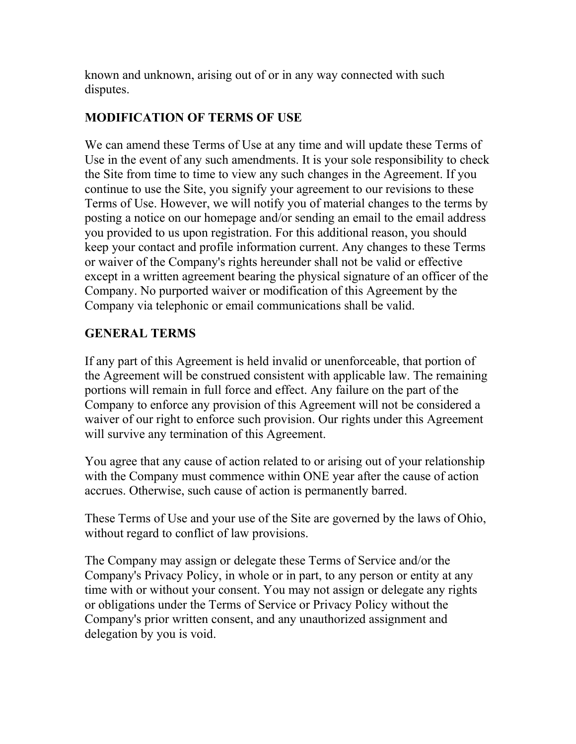known and unknown, arising out of or in any way connected with such disputes.

## MODIFICATION OF TERMS OF USE

We can amend these Terms of Use at any time and will update these Terms of Use in the event of any such amendments. It is your sole responsibility to check the Site from time to time to view any such changes in the Agreement. If you continue to use the Site, you signify your agreement to our revisions to these Terms of Use. However, we will notify you of material changes to the terms by posting a notice on our homepage and/or sending an email to the email address you provided to us upon registration. For this additional reason, you should keep your contact and profile information current. Any changes to these Terms or waiver of the Company's rights hereunder shall not be valid or effective except in a written agreement bearing the physical signature of an officer of the Company. No purported waiver or modification of this Agreement by the Company via telephonic or email communications shall be valid.

## GENERAL TERMS

If any part of this Agreement is held invalid or unenforceable, that portion of the Agreement will be construed consistent with applicable law. The remaining portions will remain in full force and effect. Any failure on the part of the Company to enforce any provision of this Agreement will not be considered a waiver of our right to enforce such provision. Our rights under this Agreement will survive any termination of this Agreement.

You agree that any cause of action related to or arising out of your relationship with the Company must commence within ONE year after the cause of action accrues. Otherwise, such cause of action is permanently barred.

These Terms of Use and your use of the Site are governed by the laws of Ohio, without regard to conflict of law provisions.

The Company may assign or delegate these Terms of Service and/or the Company's Privacy Policy, in whole or in part, to any person or entity at any time with or without your consent. You may not assign or delegate any rights or obligations under the Terms of Service or Privacy Policy without the Company's prior written consent, and any unauthorized assignment and delegation by you is void.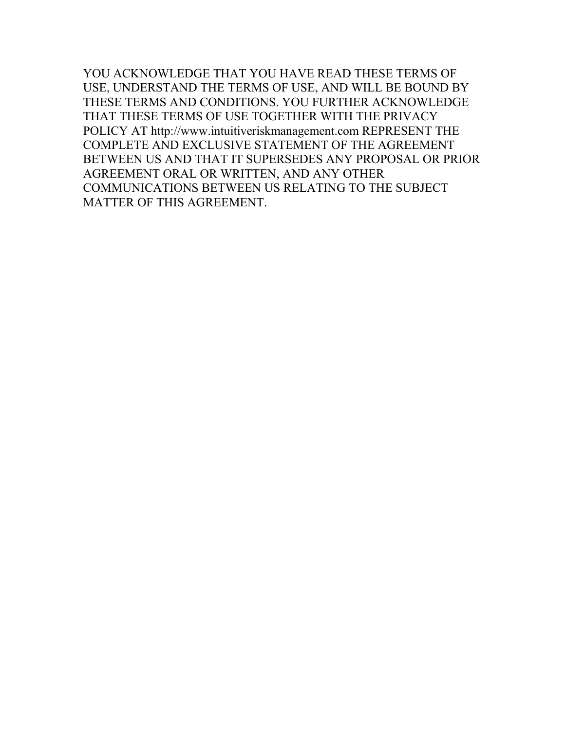YOU ACKNOWLEDGE THAT YOU HAVE READ THESE TERMS OF USE, UNDERSTAND THE TERMS OF USE, AND WILL BE BOUND BY THESE TERMS AND CONDITIONS. YOU FURTHER ACKNOWLEDGE THAT THESE TERMS OF USE TOGETHER WITH THE PRIVACY POLICY AT http://www.intuitiveriskmanagement.com REPRESENT THE COMPLETE AND EXCLUSIVE STATEMENT OF THE AGREEMENT BETWEEN US AND THAT IT SUPERSEDES ANY PROPOSAL OR PRIOR AGREEMENT ORAL OR WRITTEN, AND ANY OTHER COMMUNICATIONS BETWEEN US RELATING TO THE SUBJECT MATTER OF THIS AGREEMENT.